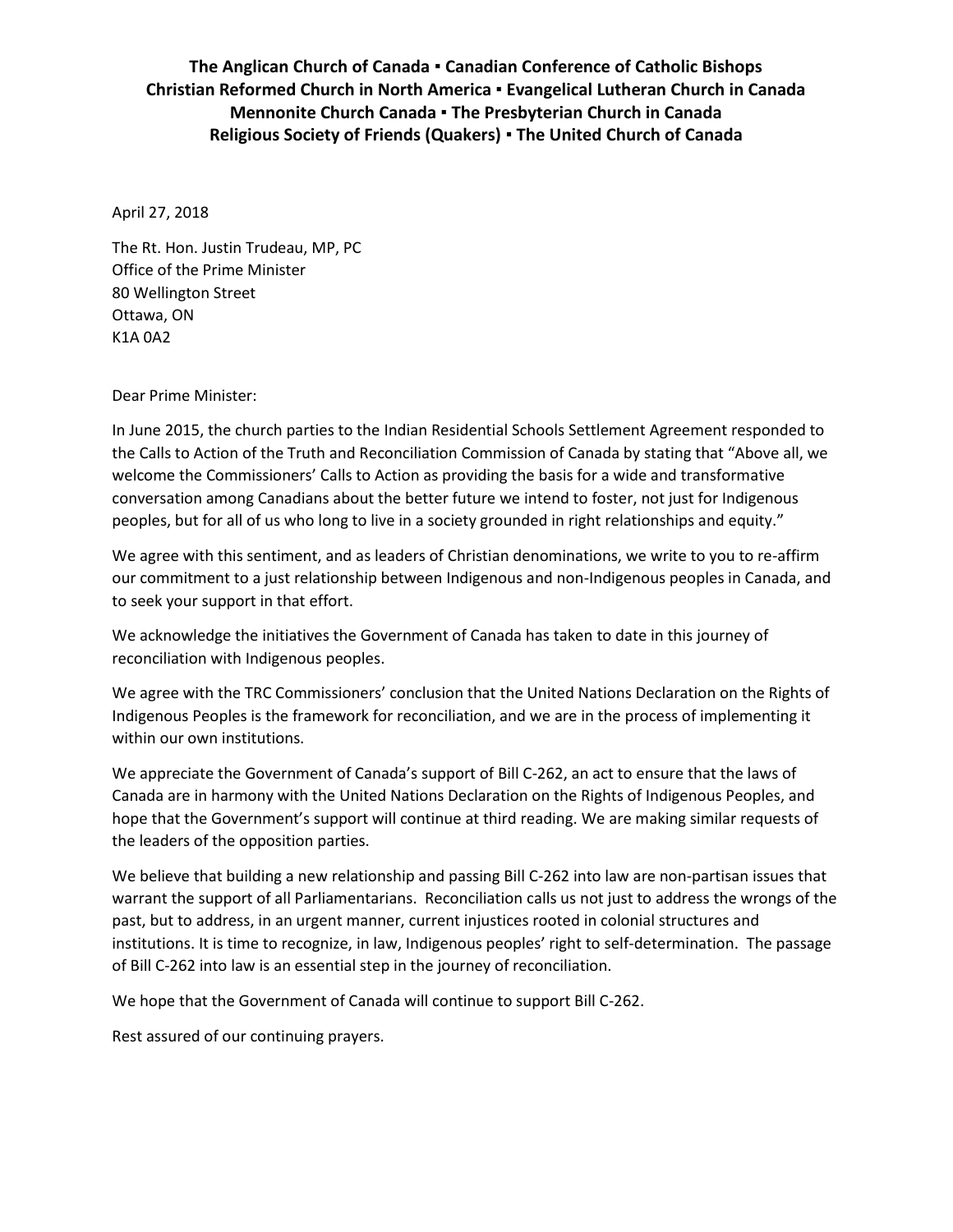**The Anglican Church of Canada ▪ Canadian Conference of Catholic Bishops**
**Christian Reformed Church in North America ▪ Evangelical Lutheran Church in Canada**
**Mennonite Church Canada ▪ The Presbyterian Church in Canada**
**Religious Society of Friends (Quakers) ▪ The United Church of Canada**

April 27, 2018

The Rt. Hon. Justin Trudeau, MP, PC
Office of the Prime Minister
80 Wellington Street
Ottawa, ON
K1A 0A2

Dear Prime Minister:

In June 2015, the church parties to the Indian Residential Schools Settlement Agreement responded to the Calls to Action of the Truth and Reconciliation Commission of Canada by stating that "Above all, we welcome the Commissioners' Calls to Action as providing the basis for a wide and transformative conversation among Canadians about the better future we intend to foster, not just for Indigenous peoples, but for all of us who long to live in a society grounded in right relationships and equity."

We agree with this sentiment, and as leaders of Christian denominations, we write to you to re-affirm our commitment to a just relationship between Indigenous and non-Indigenous peoples in Canada, and to seek your support in that effort.

We acknowledge the initiatives the Government of Canada has taken to date in this journey of reconciliation with Indigenous peoples.

We agree with the TRC Commissioners' conclusion that the United Nations Declaration on the Rights of Indigenous Peoples is the framework for reconciliation, and we are in the process of implementing it within our own institutions.

We appreciate the Government of Canada's support of Bill C-262, an act to ensure that the laws of Canada are in harmony with the United Nations Declaration on the Rights of Indigenous Peoples, and hope that the Government's support will continue at third reading. We are making similar requests of the leaders of the opposition parties.

We believe that building a new relationship and passing Bill C-262 into law are non-partisan issues that warrant the support of all Parliamentarians. Reconciliation calls us not just to address the wrongs of the past, but to address, in an urgent manner, current injustices rooted in colonial structures and institutions. It is time to recognize, in law, Indigenous peoples' right to self-determination. The passage of Bill C-262 into law is an essential step in the journey of reconciliation.

We hope that the Government of Canada will continue to support Bill C-262.

Rest assured of our continuing prayers.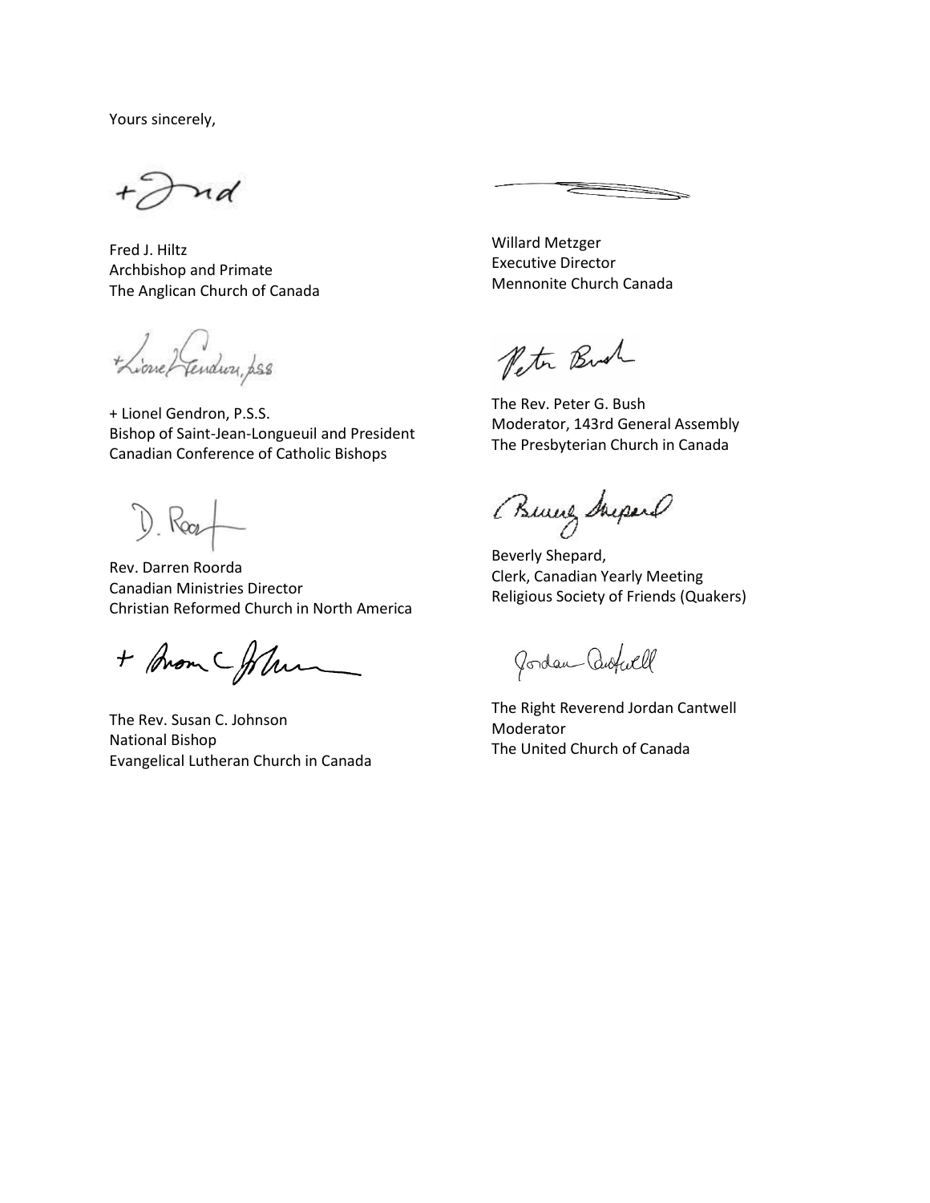Yours sincerely,

Fred J. Hiltz
Archbishop and Primate
The Anglican Church of Canada

Willard Metzger
Executive Director
Mennonite Church Canada

+ Lionel Gendron, P.S.S.
Bishop of Saint-Jean-Longueuil and President
Canadian Conference of Catholic Bishops

The Rev. Peter G. Bush
Moderator, 143rd General Assembly
The Presbyterian Church in Canada

Rev. Darren Roorda
Canadian Ministries Director
Christian Reformed Church in North America

Beverly Shepard,
Clerk, Canadian Yearly Meeting
Religious Society of Friends (Quakers)

The Rev. Susan C. Johnson
National Bishop
Evangelical Lutheran Church in Canada

The Right Reverend Jordan Cantwell
Moderator
The United Church of Canada